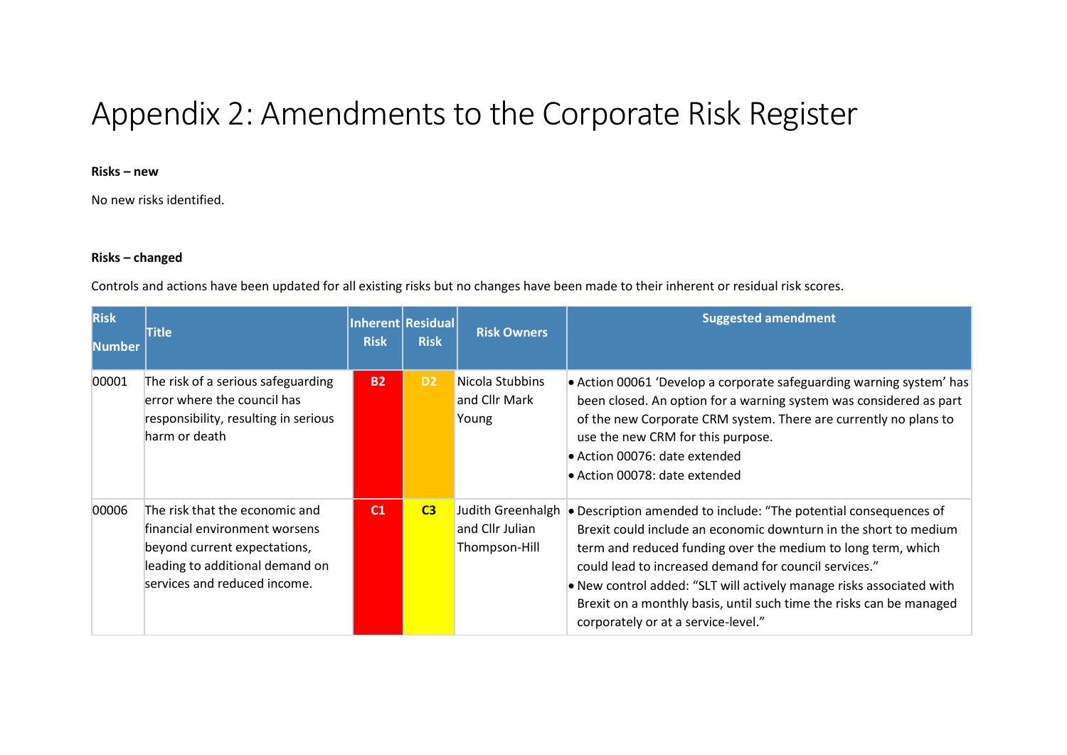# Appendix 2: Amendments to the Corporate Risk Register

**Risks – new**

No new risks identified.

**Risks – changed**

Controls and actions have been updated for all existing risks but no changes have been made to their inherent or residual risk scores.

| Risk Number | Title | Inherent Risk | Residual Risk | Risk Owners | Suggested amendment |
|---|---|---|---|---|---|
| 00001 | The risk of a serious safeguarding error where the council has responsibility, resulting in serious harm or death | B2 | D2 | Nicola Stubbins and Cllr Mark Young | • Action 00061 'Develop a corporate safeguarding warning system' has been closed. An option for a warning system was considered as part of the new Corporate CRM system. There are currently no plans to use the new CRM for this purpose.<br>• Action 00076: date extended<br>• Action 00078: date extended |
| 00006 | The risk that the economic and financial environment worsens beyond current expectations, leading to additional demand on services and reduced income. | C1 | C3 | Judith Greenhalgh and Cllr Julian Thompson-Hill | • Description amended to include: "The potential consequences of Brexit could include an economic downturn in the short to medium term and reduced funding over the medium to long term, which could lead to increased demand for council services."<br>• New control added: "SLT will actively manage risks associated with Brexit on a monthly basis, until such time the risks can be managed corporately or at a service-level." |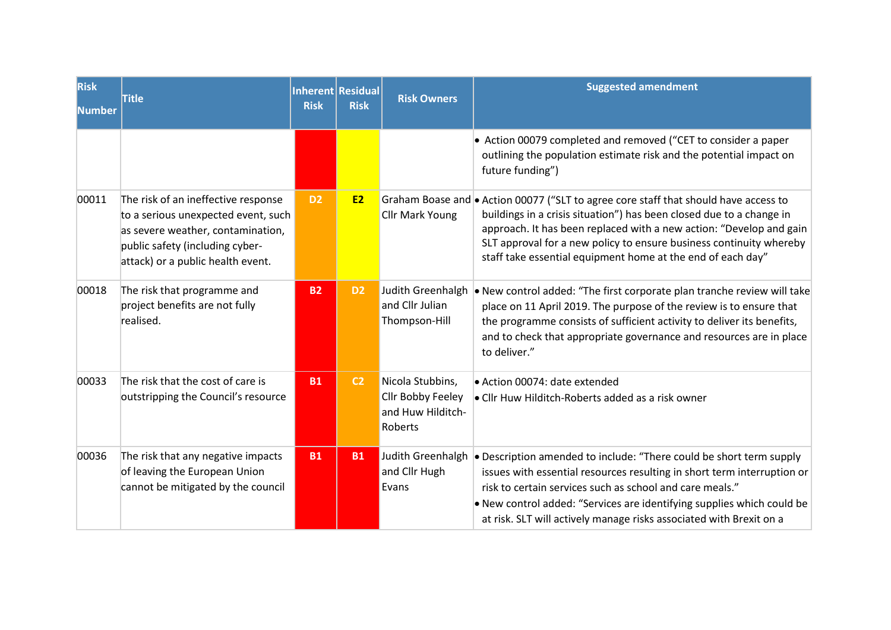| Risk Number | Title | Inherent Risk | Residual Risk | Risk Owners | Suggested amendment |
|---|---|---|---|---|---|
| | | | | | • Action 00079 completed and removed ("CET to consider a paper outlining the population estimate risk and the potential impact on future funding") |
| 00011 | The risk of an ineffective response to a serious unexpected event, such as severe weather, contamination, public safety (including cyber-attack) or a public health event. | D2 | E2 | Graham Boase and Cllr Mark Young | • Action 00077 ("SLT to agree core staff that should have access to buildings in a crisis situation") has been closed due to a change in approach. It has been replaced with a new action: "Develop and gain SLT approval for a new policy to ensure business continuity whereby staff take essential equipment home at the end of each day" |
| 00018 | The risk that programme and project benefits are not fully realised. | B2 | D2 | Judith Greenhalgh and Cllr Julian Thompson-Hill | • New control added: "The first corporate plan tranche review will take place on 11 April 2019. The purpose of the review is to ensure that the programme consists of sufficient activity to deliver its benefits, and to check that appropriate governance and resources are in place to deliver." |
| 00033 | The risk that the cost of care is outstripping the Council's resource | B1 | C2 | Nicola Stubbins, Cllr Bobby Feeley and Huw Hilditch-Roberts | • Action 00074: date extended<br>• Cllr Huw Hilditch-Roberts added as a risk owner |
| 00036 | The risk that any negative impacts of leaving the European Union cannot be mitigated by the council | B1 | B1 | Judith Greenhalgh and Cllr Hugh Evans | • Description amended to include: "There could be short term supply issues with essential resources resulting in short term interruption or risk to certain services such as school and care meals."<br>• New control added: "Services are identifying supplies which could be at risk. SLT will actively manage risks associated with Brexit on a |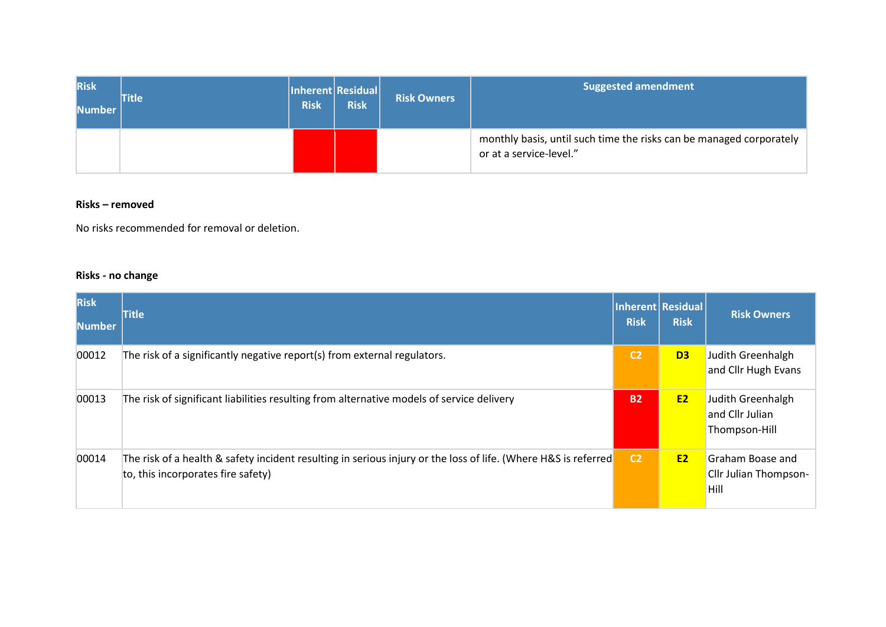| Risk Number | Title | Inherent Risk | Residual Risk | Risk Owners | Suggested amendment |
|---|---|---|---|---|---|
| | | | | | monthly basis, until such time the risks can be managed corporately or at a service-level.” |

**Risks – removed**

No risks recommended for removal or deletion.

**Risks - no change**

| Risk Number | Title | Inherent Risk | Residual Risk | Risk Owners |
|---|---|---|---|---|
| 00012 | The risk of a significantly negative report(s) from external regulators. | C2 | D3 | Judith Greenhalgh and Cllr Hugh Evans |
| 00013 | The risk of significant liabilities resulting from alternative models of service delivery | B2 | E2 | Judith Greenhalgh and Cllr Julian Thompson-Hill |
| 00014 | The risk of a health & safety incident resulting in serious injury or the loss of life. (Where H&S is referred to, this incorporates fire safety) | C2 | E2 | Graham Boase and Cllr Julian Thompson-Hill |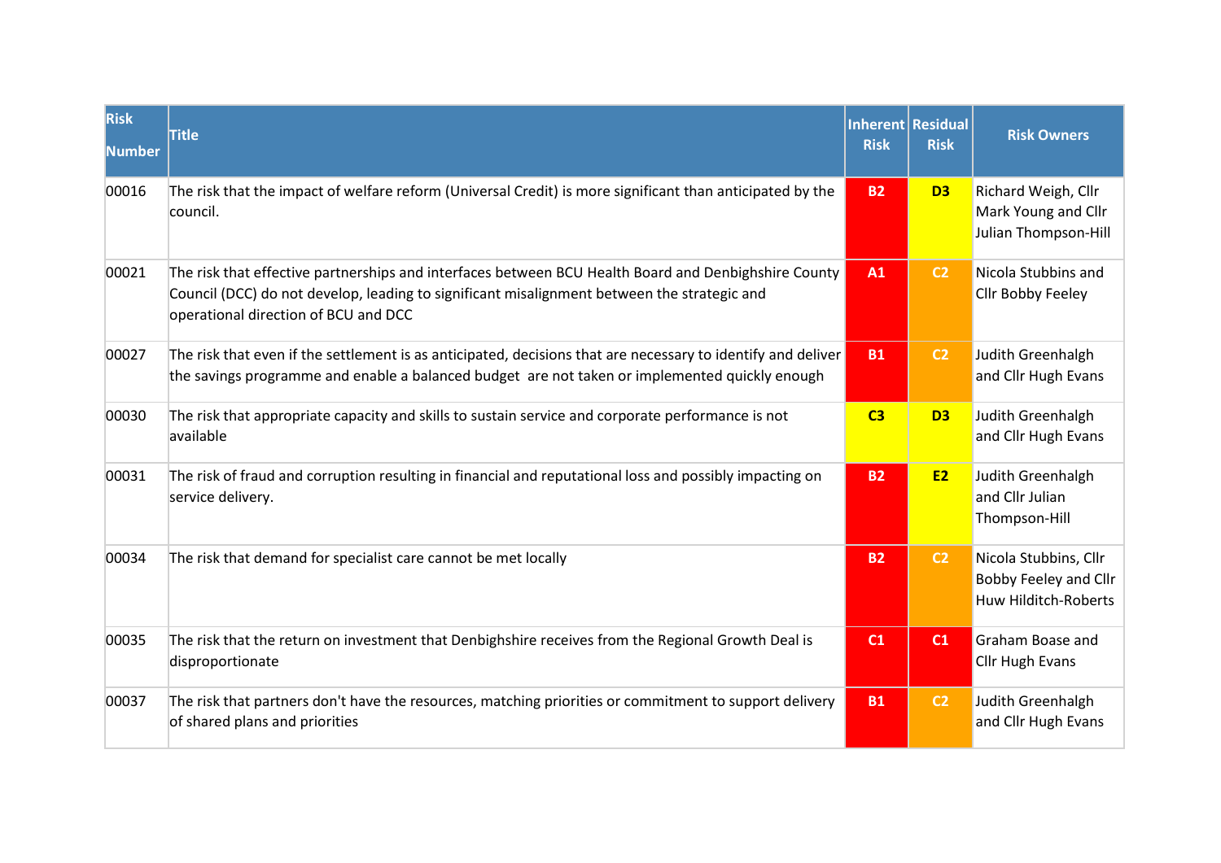| Risk Number | Title | Inherent Risk | Residual Risk | Risk Owners |
|---|---|---|---|---|
| 00016 | The risk that the impact of welfare reform (Universal Credit) is more significant than anticipated by the council. | B2 | D3 | Richard Weigh, Cllr Mark Young and Cllr Julian Thompson-Hill |
| 00021 | The risk that effective partnerships and interfaces between BCU Health Board and Denbighshire County Council (DCC) do not develop, leading to significant misalignment between the strategic and operational direction of BCU and DCC | A1 | C2 | Nicola Stubbins and Cllr Bobby Feeley |
| 00027 | The risk that even if the settlement is as anticipated, decisions that are necessary to identify and deliver the savings programme and enable a balanced budget are not taken or implemented quickly enough | B1 | C2 | Judith Greenhalgh and Cllr Hugh Evans |
| 00030 | The risk that appropriate capacity and skills to sustain service and corporate performance is not available | C3 | D3 | Judith Greenhalgh and Cllr Hugh Evans |
| 00031 | The risk of fraud and corruption resulting in financial and reputational loss and possibly impacting on service delivery. | B2 | E2 | Judith Greenhalgh and Cllr Julian Thompson-Hill |
| 00034 | The risk that demand for specialist care cannot be met locally | B2 | C2 | Nicola Stubbins, Cllr Bobby Feeley and Cllr Huw Hilditch-Roberts |
| 00035 | The risk that the return on investment that Denbighshire receives from the Regional Growth Deal is disproportionate | C1 | C1 | Graham Boase and Cllr Hugh Evans |
| 00037 | The risk that partners don't have the resources, matching priorities or commitment to support delivery of shared plans and priorities | B1 | C2 | Judith Greenhalgh and Cllr Hugh Evans |